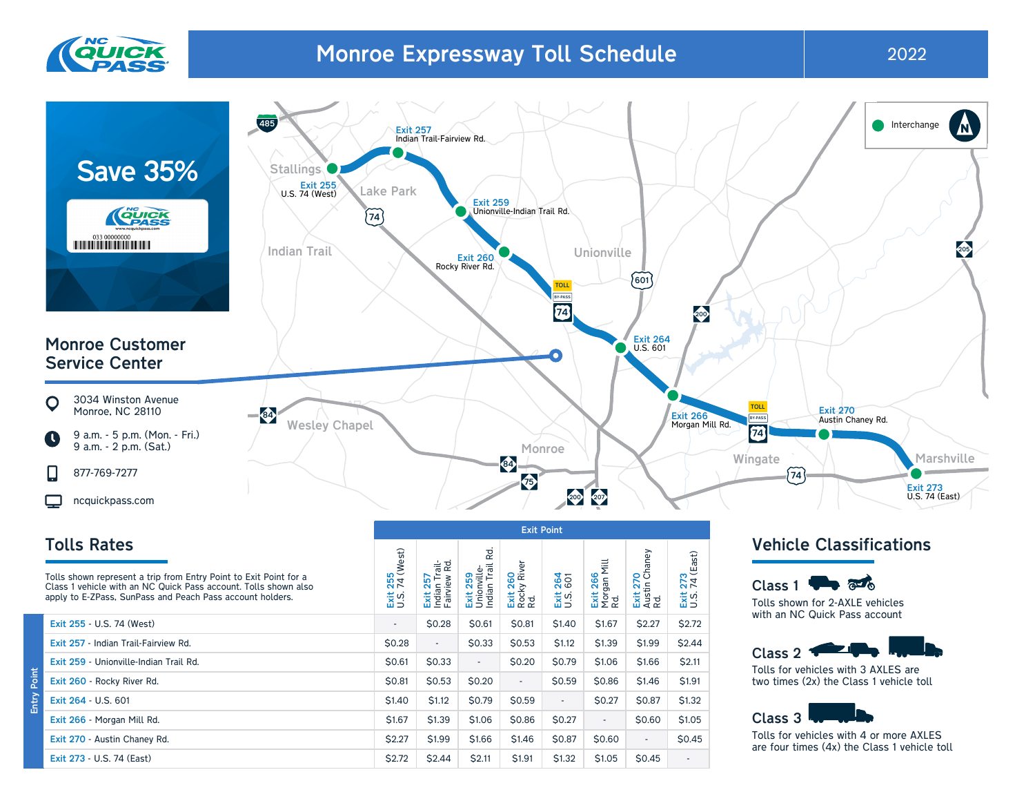# Monroe Expressway Toll Schedule

2022

## Save 35%

## Monroe Customer Service Center

3034 Winston Avenue
Monroe, NC 28110

9 a.m. - 5 p.m. (Mon. - Fri.)
9 a.m. - 2 p.m. (Sat.)

877-769-7277

ncquickpass.com

Interchange

Exit 255 U.S. 74 (West)
Exit 257 Indian Trail-Fairview Rd.
Exit 259 Unionville-Indian Trail Rd.
Exit 260 Rocky River Rd.
Exit 264 U.S. 601
Exit 266 Morgan Mill Rd.
Exit 270 Austin Chaney Rd.
Exit 273 U.S. 74 (East)

## Tolls Rates

Tolls shown represent a trip from Entry Point to Exit Point for a Class 1 vehicle with an NC Quick Pass account. Tolls shown also apply to E-ZPass, SunPass and Peach Pass account holders.

| Entry Point | Exit Point | | | | | | | |
|---|---|---|---|---|---|---|---|---|
| | Exit 255 U.S. 74 (West) | Exit 257 Indian Trail-Fairview Rd. | Exit 259 Unionville-Indian Trail Rd. | Exit 260 Rocky River Rd. | Exit 264 U.S. 601 | Exit 266 Morgan Mill Rd. | Exit 270 Austin Chaney Rd. | Exit 273 U.S. 74 (East) |
| Exit 255 - U.S. 74 (West) | - | $0.28 | $0.61 | $0.81 | $1.40 | $1.67 | $2.27 | $2.72 |
| Exit 257 - Indian Trail-Fairview Rd. | $0.28 | - | $0.33 | $0.53 | $1.12 | $1.39 | $1.99 | $2.44 |
| Exit 259 - Unionville-Indian Trail Rd. | $0.61 | $0.33 | - | $0.20 | $0.79 | $1.06 | $1.66 | $2.11 |
| Exit 260 - Rocky River Rd. | $0.81 | $0.53 | $0.20 | - | $0.59 | $0.86 | $1.46 | $1.91 |
| Exit 264 - U.S. 601 | $1.40 | $1.12 | $0.79 | $0.59 | - | $0.27 | $0.87 | $1.32 |
| Exit 266 - Morgan Mill Rd. | $1.67 | $1.39 | $1.06 | $0.86 | $0.27 | - | $0.60 | $1.05 |
| Exit 270 - Austin Chaney Rd. | $2.27 | $1.99 | $1.66 | $1.46 | $0.87 | $0.60 | - | $0.45 |
| Exit 273 - U.S. 74 (East) | $2.72 | $2.44 | $2.11 | $1.91 | $1.32 | $1.05 | $0.45 | - |

## Vehicle Classifications

**Class 1**

Tolls shown for 2-AXLE vehicles with an NC Quick Pass account

**Class 2**

Tolls for vehicles with 3 AXLES are two times (2x) the Class 1 vehicle toll

**Class 3**

Tolls for vehicles with 4 or more AXLES are four times (4x) the Class 1 vehicle toll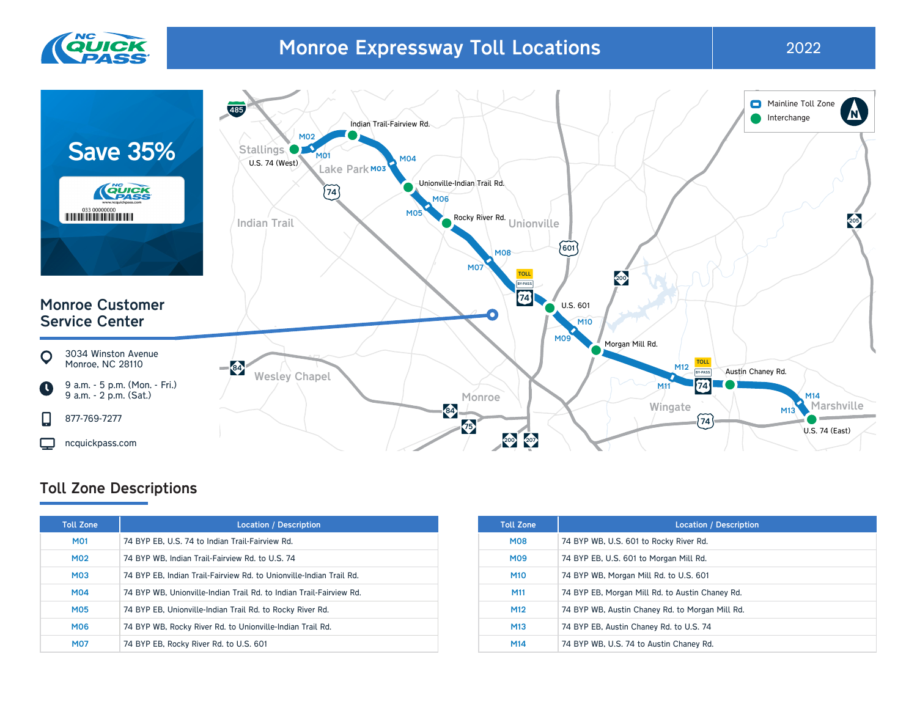# Monroe Expressway Toll Locations

2022

Save 35%

## Monroe Customer Service Center

3034 Winston Avenue
Monroe, NC 28110

9 a.m. - 5 p.m. (Mon. - Fri.)
9 a.m. - 2 p.m. (Sat.)

877-769-7277

ncquickpass.com

Mainline Toll Zone
Interchange

Stallings
U.S. 74 (West)
Indian Trail-Fairview Rd.
Lake Park
Indian Trail
Unionville-Indian Trail Rd.
Rocky River Rd.
Unionville
U.S. 601
Morgan Mill Rd.
Austin Chaney Rd.
Marshville
U.S. 74 (East)
Wesley Chapel
Monroe
Wingate

M01 M02 M03 M04 M05 M06 M07 M08 M09 M10 M11 M12 M13 M14

TOLL
BY-PASS

## Toll Zone Descriptions

| Toll Zone | Location / Description |
| --- | --- |
| M01 | 74 BYP EB, U.S. 74 to Indian Trail-Fairview Rd. |
| M02 | 74 BYP WB, Indian Trail-Fairview Rd. to U.S. 74 |
| M03 | 74 BYP EB, Indian Trail-Fairview Rd. to Unionville-Indian Trail Rd. |
| M04 | 74 BYP WB, Unionville-Indian Trail Rd. to Indian Trail-Fairview Rd. |
| M05 | 74 BYP EB, Unionville-Indian Trail Rd. to Rocky River Rd. |
| M06 | 74 BYP WB, Rocky River Rd. to Unionville-Indian Trail Rd. |
| M07 | 74 BYP EB, Rocky River Rd. to U.S. 601 |

| Toll Zone | Location / Description |
| --- | --- |
| M08 | 74 BYP WB, U.S. 601 to Rocky River Rd. |
| M09 | 74 BYP EB, U.S. 601 to Morgan Mill Rd. |
| M10 | 74 BYP WB, Morgan Mill Rd. to U.S. 601 |
| M11 | 74 BYP EB, Morgan Mill Rd. to Austin Chaney Rd. |
| M12 | 74 BYP WB, Austin Chaney Rd. to Morgan Mill Rd. |
| M13 | 74 BYP EB, Austin Chaney Rd. to U.S. 74 |
| M14 | 74 BYP WB, U.S. 74 to Austin Chaney Rd. |